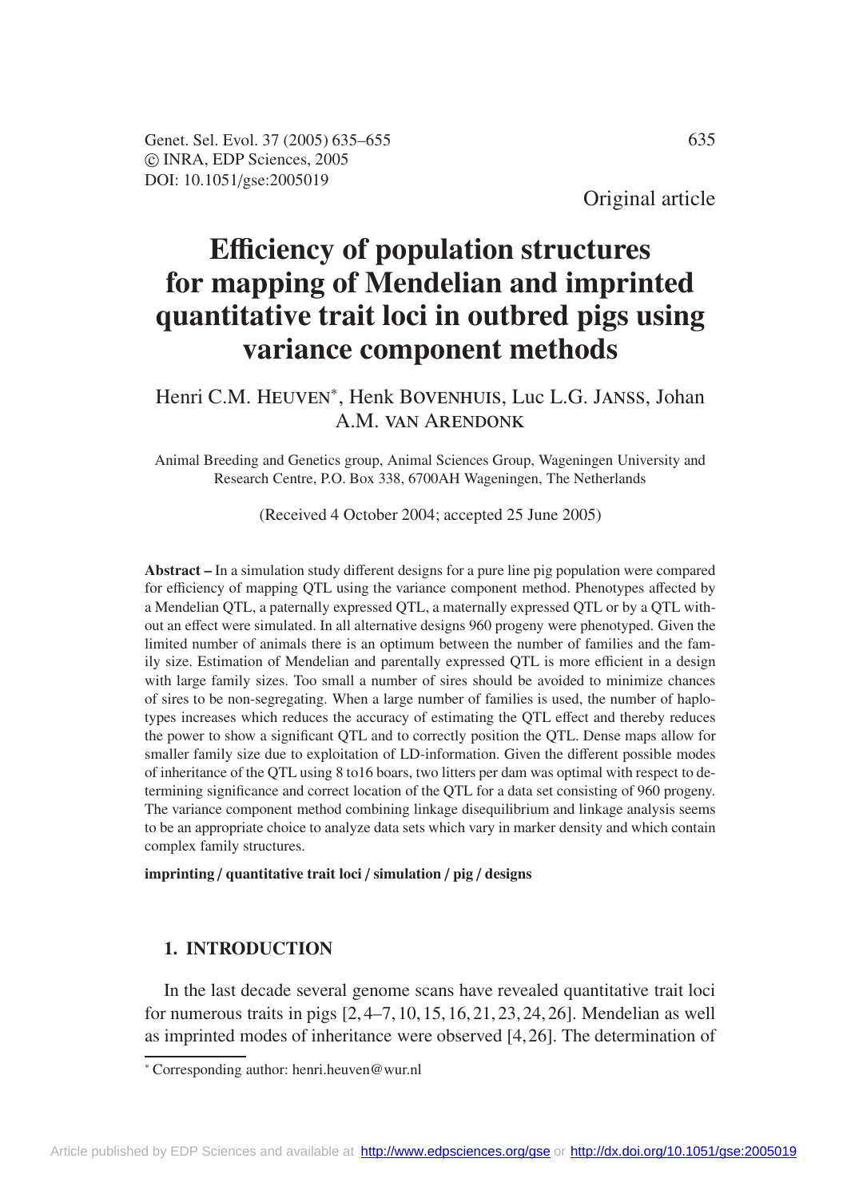Original article

# Efficiency of population structures for mapping of Mendelian and imprinted quantitative trait loci in outbred pigs using variance component methods

Henri C.M. Heuven*, Henk Bovenhuis, Luc L.G. Janss, Johan A.M. van Arendonk

Animal Breeding and Genetics group, Animal Sciences Group, Wageningen University and Research Centre, P.O. Box 338, 6700AH Wageningen, The Netherlands

(Received 4 October 2004; accepted 25 June 2005)

**Abstract** – In a simulation study different designs for a pure line pig population were compared for efficiency of mapping QTL using the variance component method. Phenotypes affected by a Mendelian QTL, a paternally expressed QTL, a maternally expressed QTL or by a QTL without an effect were simulated. In all alternative designs 960 progeny were phenotyped. Given the limited number of animals there is an optimum between the number of families and the family size. Estimation of Mendelian and parentally expressed QTL is more efficient in a design with large family sizes. Too small a number of sires should be avoided to minimize chances of sires to be non-segregating. When a large number of families is used, the number of haplotypes increases which reduces the accuracy of estimating the QTL effect and thereby reduces the power to show a significant QTL and to correctly position the QTL. Dense maps allow for smaller family size due to exploitation of LD-information. Given the different possible modes of inheritance of the QTL using 8 to16 boars, two litters per dam was optimal with respect to determining significance and correct location of the QTL for a data set consisting of 960 progeny. The variance component method combining linkage disequilibrium and linkage analysis seems to be an appropriate choice to analyze data sets which vary in marker density and which contain complex family structures.

**imprinting / quantitative trait loci / simulation / pig / designs**

## 1. INTRODUCTION

In the last decade several genome scans have revealed quantitative trait loci for numerous traits in pigs [2, 4–7, 10, 15, 16, 21, 23, 24, 26]. Mendelian as well as imprinted modes of inheritance were observed [4, 26]. The determination of

* Corresponding author: henri.heuven@wur.nl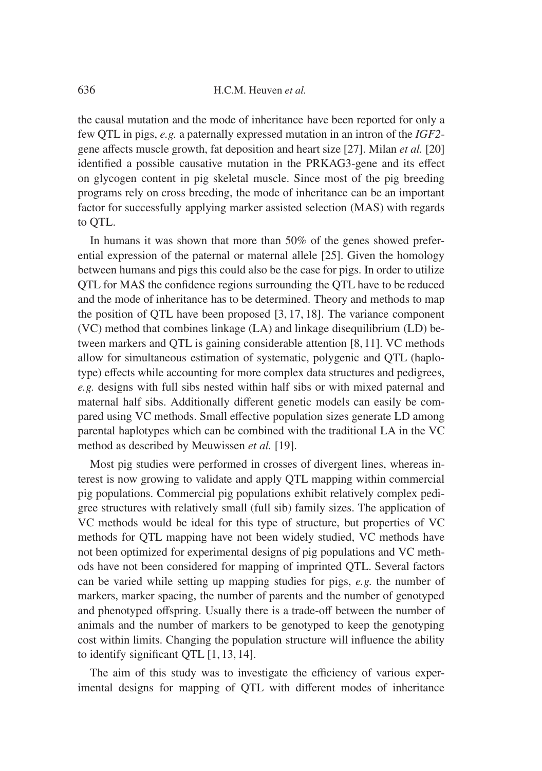the causal mutation and the mode of inheritance have been reported for only a few QTL in pigs, *e.g.* a paternally expressed mutation in an intron of the *IGF2*-gene affects muscle growth, fat deposition and heart size [27]. Milan *et al.* [20] identified a possible causative mutation in the PRKAG3-gene and its effect on glycogen content in pig skeletal muscle. Since most of the pig breeding programs rely on cross breeding, the mode of inheritance can be an important factor for successfully applying marker assisted selection (MAS) with regards to QTL.

In humans it was shown that more than 50% of the genes showed preferential expression of the paternal or maternal allele [25]. Given the homology between humans and pigs this could also be the case for pigs. In order to utilize QTL for MAS the confidence regions surrounding the QTL have to be reduced and the mode of inheritance has to be determined. Theory and methods to map the position of QTL have been proposed [3, 17, 18]. The variance component (VC) method that combines linkage (LA) and linkage disequilibrium (LD) between markers and QTL is gaining considerable attention [8, 11]. VC methods allow for simultaneous estimation of systematic, polygenic and QTL (haplotype) effects while accounting for more complex data structures and pedigrees, *e.g.* designs with full sibs nested within half sibs or with mixed paternal and maternal half sibs. Additionally different genetic models can easily be compared using VC methods. Small effective population sizes generate LD among parental haplotypes which can be combined with the traditional LA in the VC method as described by Meuwissen *et al.* [19].

Most pig studies were performed in crosses of divergent lines, whereas interest is now growing to validate and apply QTL mapping within commercial pig populations. Commercial pig populations exhibit relatively complex pedigree structures with relatively small (full sib) family sizes. The application of VC methods would be ideal for this type of structure, but properties of VC methods for QTL mapping have not been widely studied, VC methods have not been optimized for experimental designs of pig populations and VC methods have not been considered for mapping of imprinted QTL. Several factors can be varied while setting up mapping studies for pigs, *e.g.* the number of markers, marker spacing, the number of parents and the number of genotyped and phenotyped offspring. Usually there is a trade-off between the number of animals and the number of markers to be genotyped to keep the genotyping cost within limits. Changing the population structure will influence the ability to identify significant QTL [1, 13, 14].

The aim of this study was to investigate the efficiency of various experimental designs for mapping of QTL with different modes of inheritance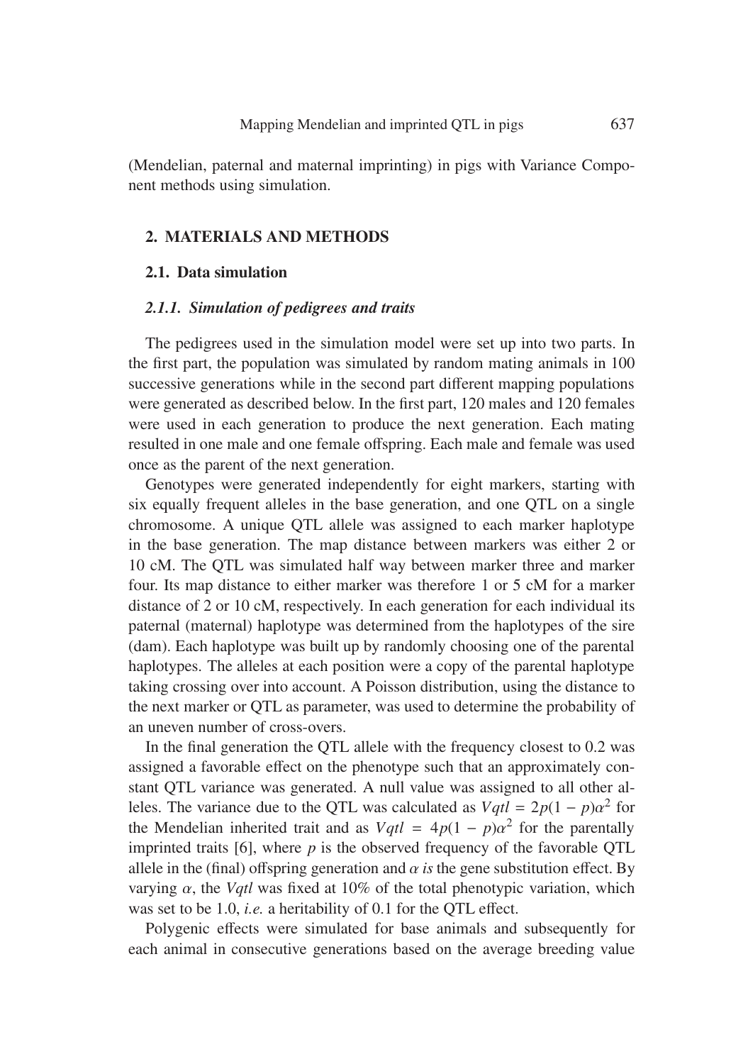(Mendelian, paternal and maternal imprinting) in pigs with Variance Component methods using simulation.

## 2. MATERIALS AND METHODS

### 2.1. Data simulation

#### *2.1.1. Simulation of pedigrees and traits*

The pedigrees used in the simulation model were set up into two parts. In the first part, the population was simulated by random mating animals in 100 successive generations while in the second part different mapping populations were generated as described below. In the first part, 120 males and 120 females were used in each generation to produce the next generation. Each mating resulted in one male and one female offspring. Each male and female was used once as the parent of the next generation.

Genotypes were generated independently for eight markers, starting with six equally frequent alleles in the base generation, and one QTL on a single chromosome. A unique QTL allele was assigned to each marker haplotype in the base generation. The map distance between markers was either 2 or 10 cM. The QTL was simulated half way between marker three and marker four. Its map distance to either marker was therefore 1 or 5 cM for a marker distance of 2 or 10 cM, respectively. In each generation for each individual its paternal (maternal) haplotype was determined from the haplotypes of the sire (dam). Each haplotype was built up by randomly choosing one of the parental haplotypes. The alleles at each position were a copy of the parental haplotype taking crossing over into account. A Poisson distribution, using the distance to the next marker or QTL as parameter, was used to determine the probability of an uneven number of cross-overs.

In the final generation the QTL allele with the frequency closest to 0.2 was assigned a favorable effect on the phenotype such that an approximately constant QTL variance was generated. A null value was assigned to all other alleles. The variance due to the QTL was calculated as $Vqtl = 2p(1 - p)\alpha^2$ for the Mendelian inherited trait and as $Vqtl = 4p(1 - p)\alpha^2$ for the parentally imprinted traits [6], where $p$ is the observed frequency of the favorable QTL allele in the (final) offspring generation and $\alpha$ *is* the gene substitution effect. By varying $\alpha$, the *Vqtl* was fixed at 10% of the total phenotypic variation, which was set to be 1.0, *i.e.* a heritability of 0.1 for the QTL effect.

Polygenic effects were simulated for base animals and subsequently for each animal in consecutive generations based on the average breeding value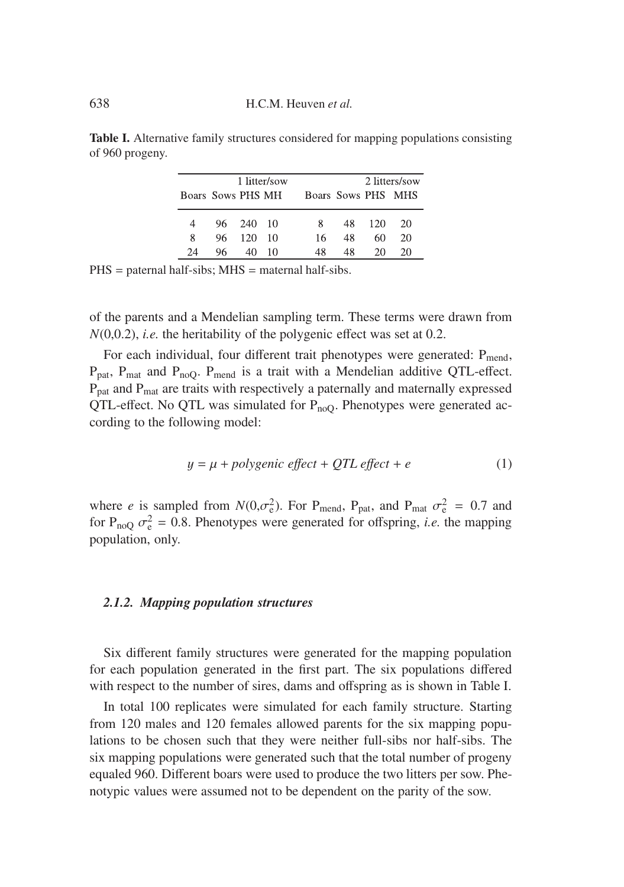**Table I.** Alternative family structures considered for mapping populations consisting of 960 progeny.

| 1 litter/sow | | | | 2 litters/sow | | | |
|---|---|---|---|---|---|---|---|
| Boars | Sows | PHS | MH | Boars | Sows | PHS | MHS |
| 4 | 96 | 240 | 10 | 8 | 48 | 120 | 20 |
| 8 | 96 | 120 | 10 | 16 | 48 | 60 | 20 |
| 24 | 96 | 40 | 10 | 48 | 48 | 20 | 20 |

PHS = paternal half-sibs; MHS = maternal half-sibs.

of the parents and a Mendelian sampling term. These terms were drawn from $N(0,0.2)$, *i.e.* the heritability of the polygenic effect was set at 0.2.

For each individual, four different trait phenotypes were generated: $P_{mend}$, $P_{pat}$, $P_{mat}$ and $P_{noQ}$. $P_{mend}$ is a trait with a Mendelian additive QTL-effect. $P_{pat}$ and $P_{mat}$ are traits with respectively a paternally and maternally expressed QTL-effect. No QTL was simulated for $P_{noQ}$. Phenotypes were generated according to the following model:

$$y = \mu + polygenic\ effect + QTL\ effect + e \tag{1}$$

where $e$ is sampled from $N(0,\sigma_e^2)$. For $P_{mend}$, $P_{pat}$, and $P_{mat}$ $\sigma_e^2 = 0.7$ and for $P_{noQ}$ $\sigma_e^2 = 0.8$. Phenotypes were generated for offspring, *i.e.* the mapping population, only.

#### *2.1.2. Mapping population structures*

Six different family structures were generated for the mapping population for each population generated in the first part. The six populations differed with respect to the number of sires, dams and offspring as is shown in Table I.

In total 100 replicates were simulated for each family structure. Starting from 120 males and 120 females allowed parents for the six mapping populations to be chosen such that they were neither full-sibs nor half-sibs. The six mapping populations were generated such that the total number of progeny equaled 960. Different boars were used to produce the two litters per sow. Phenotypic values were assumed not to be dependent on the parity of the sow.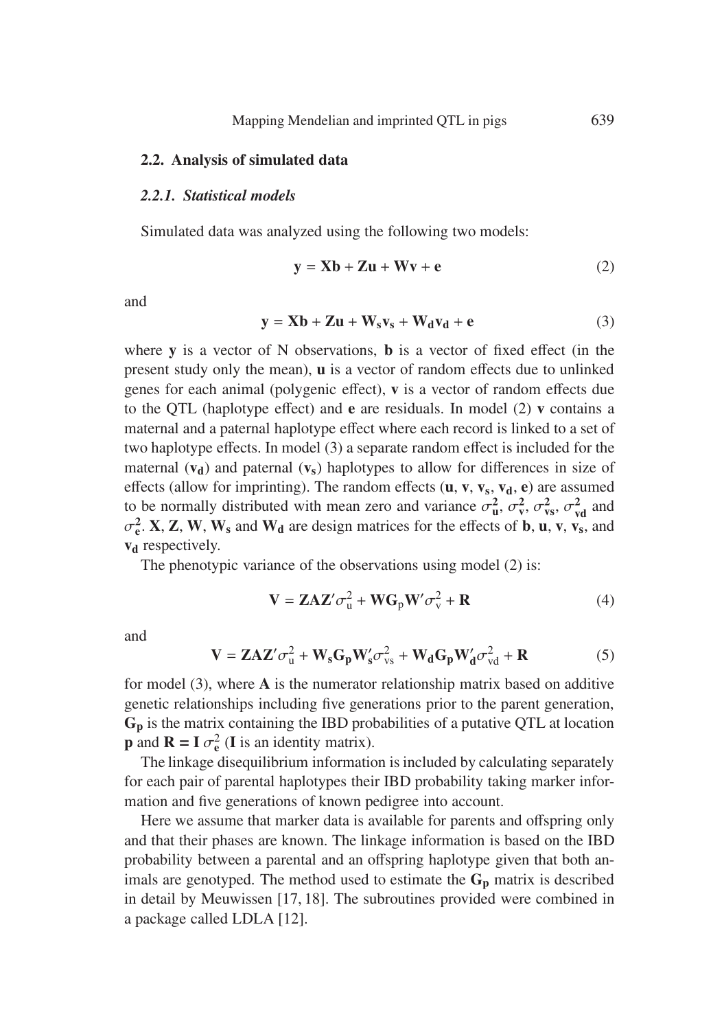### 2.2. Analysis of simulated data

#### *2.2.1. Statistical models*

Simulated data was analyzed using the following two models:

$$\mathbf{y} = \mathbf{Xb} + \mathbf{Zu} + \mathbf{Wv} + \mathbf{e} \tag{2}$$

and

$$\mathbf{y} = \mathbf{Xb} + \mathbf{Zu} + \mathbf{W_s v_s} + \mathbf{W_d v_d} + \mathbf{e} \tag{3}$$

where **y** is a vector of N observations, **b** is a vector of fixed effect (in the present study only the mean), **u** is a vector of random effects due to unlinked genes for each animal (polygenic effect), **v** is a vector of random effects due to the QTL (haplotype effect) and **e** are residuals. In model (2) **v** contains a maternal and a paternal haplotype effect where each record is linked to a set of two haplotype effects. In model (3) a separate random effect is included for the maternal ($\mathbf{v_d}$) and paternal ($\mathbf{v_s}$) haplotypes to allow for differences in size of effects (allow for imprinting). The random effects ($\mathbf{u}$, $\mathbf{v}$, $\mathbf{v_s}$, $\mathbf{v_d}$, $\mathbf{e}$) are assumed to be normally distributed with mean zero and variance $\sigma^2_{\mathbf{u}}$, $\sigma^2_{\mathbf{v}}$, $\sigma^2_{\mathbf{vs}}$, $\sigma^2_{\mathbf{vd}}$ and $\sigma^2_{\mathbf{e}}$. **X**, **Z**, **W**, $\mathbf{W_s}$ and $\mathbf{W_d}$ are design matrices for the effects of **b**, **u**, **v**, $\mathbf{v_s}$, and $\mathbf{v_d}$ respectively.

The phenotypic variance of the observations using model (2) is:

$$\mathbf{V} = \mathbf{ZAZ}'\sigma^2_{\mathrm{u}} + \mathbf{WG}_{\mathrm{p}}\mathbf{W}'\sigma^2_{\mathrm{v}} + \mathbf{R} \tag{4}$$

and

$$\mathbf{V} = \mathbf{ZAZ}'\sigma^2_{\mathrm{u}} + \mathbf{W_s G_p W_s'}\sigma^2_{\mathrm{vs}} + \mathbf{W_d G_p W_d'}\sigma^2_{\mathrm{vd}} + \mathbf{R} \tag{5}$$

for model (3), where **A** is the numerator relationship matrix based on additive genetic relationships including five generations prior to the parent generation, $\mathbf{G_p}$ is the matrix containing the IBD probabilities of a putative QTL at location **p** and $\mathbf{R} = \mathbf{I}\,\sigma^2_{\mathbf{e}}$ (**I** is an identity matrix).

The linkage disequilibrium information is included by calculating separately for each pair of parental haplotypes their IBD probability taking marker information and five generations of known pedigree into account.

Here we assume that marker data is available for parents and offspring only and that their phases are known. The linkage information is based on the IBD probability between a parental and an offspring haplotype given that both animals are genotyped. The method used to estimate the $\mathbf{G_p}$ matrix is described in detail by Meuwissen [17, 18]. The subroutines provided were combined in a package called LDLA [12].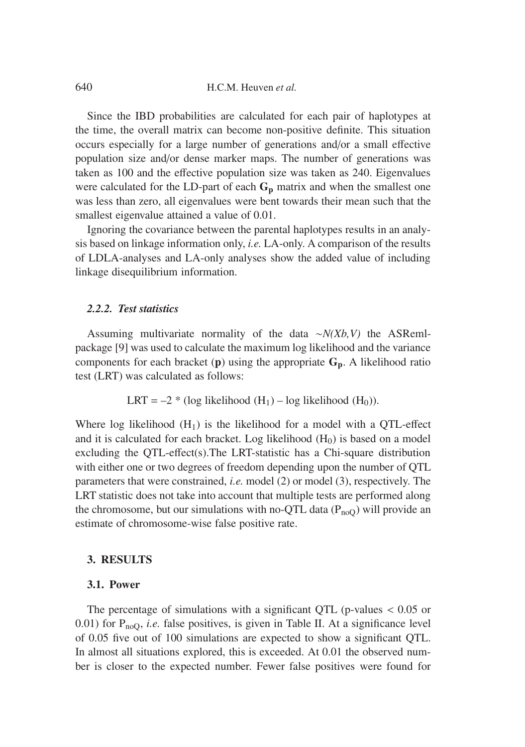Since the IBD probabilities are calculated for each pair of haplotypes at the time, the overall matrix can become non-positive definite. This situation occurs especially for a large number of generations and/or a small effective population size and/or dense marker maps. The number of generations was taken as 100 and the effective population size was taken as 240. Eigenvalues were calculated for the LD-part of each $\mathbf{G_p}$ matrix and when the smallest one was less than zero, all eigenvalues were bent towards their mean such that the smallest eigenvalue attained a value of 0.01.

Ignoring the covariance between the parental haplotypes results in an analysis based on linkage information only, *i.e.* LA-only. A comparison of the results of LDLA-analyses and LA-only analyses show the added value of including linkage disequilibrium information.

### *2.2.2. Test statistics*

Assuming multivariate normality of the data $\sim N(Xb,V)$ the ASReml-package [9] was used to calculate the maximum log likelihood and the variance components for each bracket (**p**) using the appropriate $\mathbf{G_p}$. A likelihood ratio test (LRT) was calculated as follows:

$$\text{LRT} = -2 * (\text{log likelihood } (H_1) - \text{log likelihood } (H_0)).$$

Where log likelihood ($H_1$) is the likelihood for a model with a QTL-effect and it is calculated for each bracket. Log likelihood ($H_0$) is based on a model excluding the QTL-effect(s).The LRT-statistic has a Chi-square distribution with either one or two degrees of freedom depending upon the number of QTL parameters that were constrained, *i.e.* model (2) or model (3), respectively. The LRT statistic does not take into account that multiple tests are performed along the chromosome, but our simulations with no-QTL data ($P_{noQ}$) will provide an estimate of chromosome-wise false positive rate.

## 3. RESULTS

### 3.1. Power

The percentage of simulations with a significant QTL (p-values $< 0.05$ or 0.01) for $P_{noQ}$, *i.e.* false positives, is given in Table II. At a significance level of 0.05 five out of 100 simulations are expected to show a significant QTL. In almost all situations explored, this is exceeded. At 0.01 the observed number is closer to the expected number. Fewer false positives were found for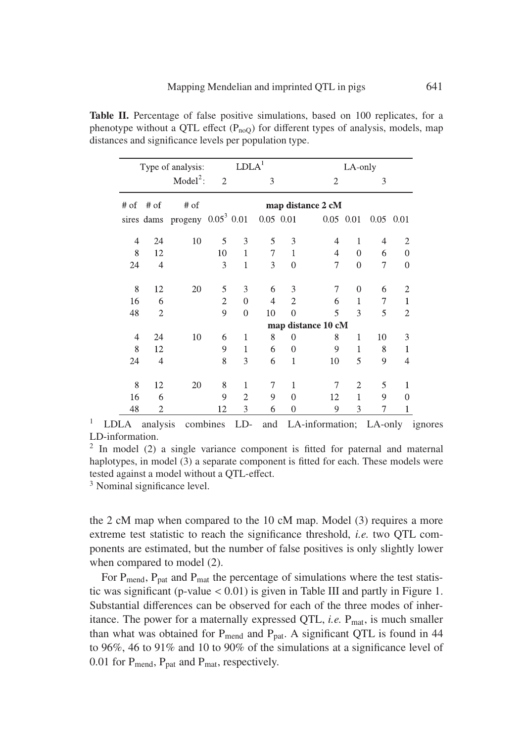**Table II.** Percentage of false positive simulations, based on 100 replicates, for a phenotype without a QTL effect ($P_{noQ}$) for different types of analysis, models, map distances and significance levels per population type.

| | | Type of analysis: | LDLA[1] | | | | LA-only | | | |
|---|---|---|---|---|---|---|---|---|---|---|
| | | Model[2]: | 2 | | 3 | | 2 | | 3 | |
| # of sires | # of dams | # of progeny | map distance 2 cM | | | | | | | |
| | | | 0.05[3] | 0.01 | 0.05 | 0.01 | 0.05 | 0.01 | 0.05 | 0.01 |
| 4 | 24 | 10 | 5 | 3 | 5 | 3 | 4 | 1 | 4 | 2 |
| 8 | 12 | | 10 | 1 | 7 | 1 | 4 | 0 | 6 | 0 |
| 24 | 4 | | 3 | 1 | 3 | 0 | 7 | 0 | 7 | 0 |
| 8 | 12 | 20 | 5 | 3 | 6 | 3 | 7 | 0 | 6 | 2 |
| 16 | 6 | | 2 | 0 | 4 | 2 | 6 | 1 | 7 | 1 |
| 48 | 2 | | 9 | 0 | 10 | 0 | 5 | 3 | 5 | 2 |
| | | | map distance 10 cM | | | | | | | |
| 4 | 24 | 10 | 6 | 1 | 8 | 0 | 8 | 1 | 10 | 3 |
| 8 | 12 | | 9 | 1 | 6 | 0 | 9 | 1 | 8 | 1 |
| 24 | 4 | | 8 | 3 | 6 | 1 | 10 | 5 | 9 | 4 |
| 8 | 12 | 20 | 8 | 1 | 7 | 1 | 7 | 2 | 5 | 1 |
| 16 | 6 | | 9 | 2 | 9 | 0 | 12 | 1 | 9 | 0 |
| 48 | 2 | | 12 | 3 | 6 | 0 | 9 | 3 | 7 | 1 |

[1] LDLA analysis combines LD- and LA-information; LA-only ignores LD-information.
[2] In model (2) a single variance component is fitted for paternal and maternal haplotypes, in model (3) a separate component is fitted for each. These models were tested against a model without a QTL-effect.
[3] Nominal significance level.

the 2 cM map when compared to the 10 cM map. Model (3) requires a more extreme test statistic to reach the significance threshold, *i.e.* two QTL components are estimated, but the number of false positives is only slightly lower when compared to model (2).

For $P_{mend}$, $P_{pat}$ and $P_{mat}$ the percentage of simulations where the test statistic was significant (p-value $< 0.01$) is given in Table III and partly in Figure 1. Substantial differences can be observed for each of the three modes of inheritance. The power for a maternally expressed QTL, *i.e.* $P_{mat}$, is much smaller than what was obtained for $P_{mend}$ and $P_{pat}$. A significant QTL is found in 44 to 96%, 46 to 91% and 10 to 90% of the simulations at a significance level of 0.01 for $P_{mend}$, $P_{pat}$ and $P_{mat}$, respectively.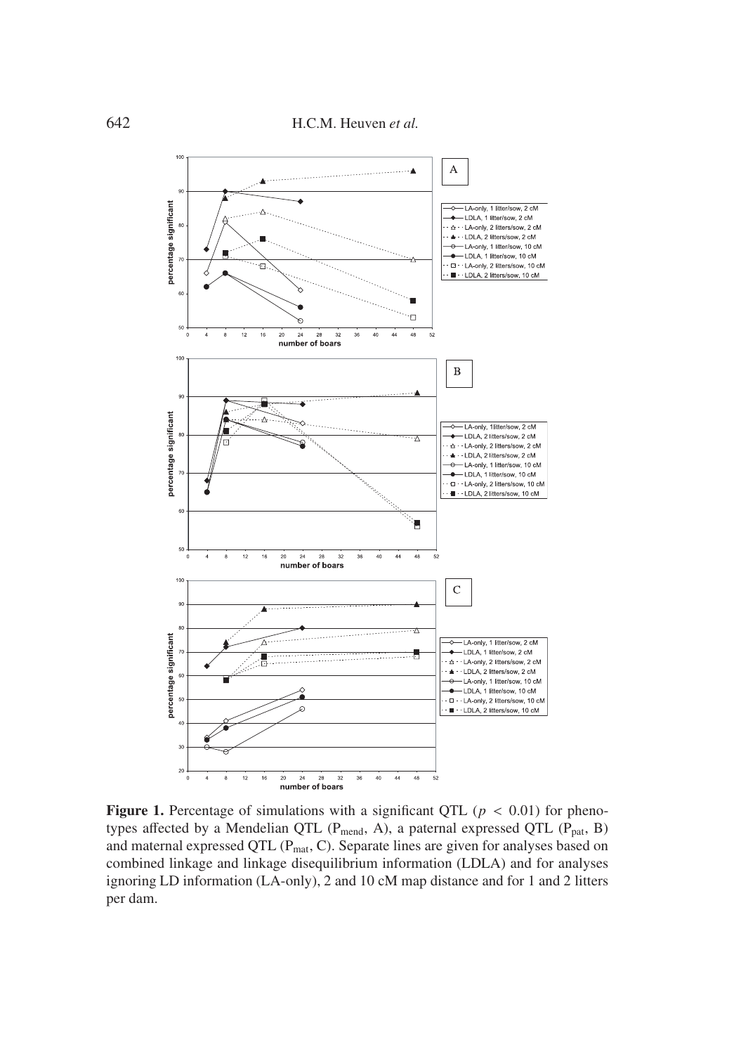**Figure 1.** Percentage of simulations with a significant QTL ($p < 0.01$) for phenotypes affected by a Mendelian QTL ($P_{mend}$, A), a paternal expressed QTL ($P_{pat}$, B) and maternal expressed QTL ($P_{mat}$, C). Separate lines are given for analyses based on combined linkage and linkage disequilibrium information (LDLA) and for analyses ignoring LD information (LA-only), 2 and 10 cM map distance and for 1 and 2 litters per dam.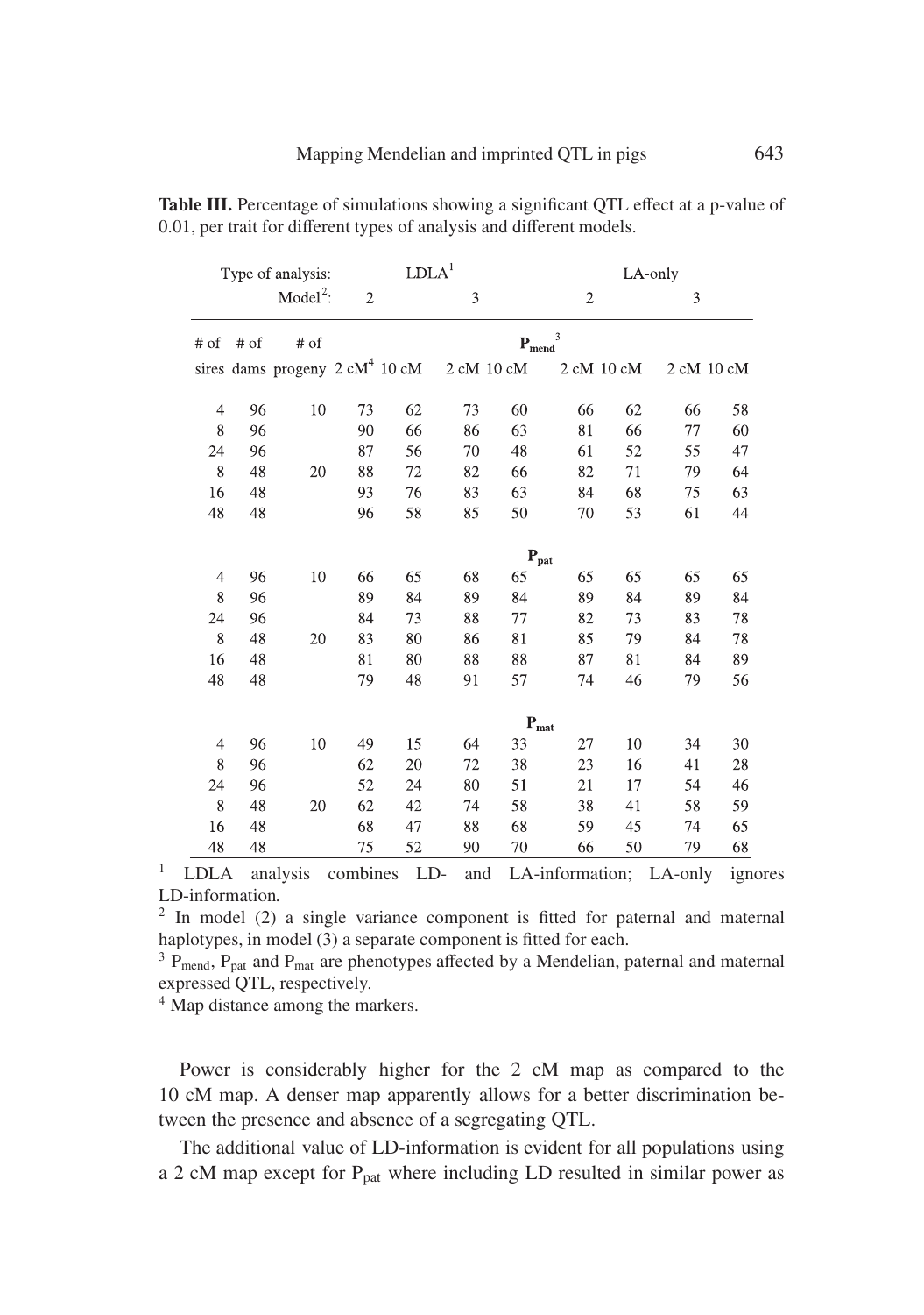**Table III.** Percentage of simulations showing a significant QTL effect at a p-value of 0.01, per trait for different types of analysis and different models.

| Type of analysis: | | | LDLA[1] | | | | LA-only | | | |
|---|---|---|---|---|---|---|---|---|---|---|
| | | Model[2]: | 2 | | 3 | | 2 | | 3 | |
| # of sires | # of dams | # of progeny | 2 cM[4] | 10 cM | 2 cM | 10 cM | 2 cM | 10 cM | 2 cM | 10 cM |
| | | | $P_{mend}$[3] | | | | | | | |
| 4 | 96 | 10 | 73 | 62 | 73 | 60 | 66 | 62 | 66 | 58 |
| 8 | 96 | | 90 | 66 | 86 | 63 | 81 | 66 | 77 | 60 |
| 24 | 96 | | 87 | 56 | 70 | 48 | 61 | 52 | 55 | 47 |
| 8 | 48 | 20 | 88 | 72 | 82 | 66 | 82 | 71 | 79 | 64 |
| 16 | 48 | | 93 | 76 | 83 | 63 | 84 | 68 | 75 | 63 |
| 48 | 48 | | 96 | 58 | 85 | 50 | 70 | 53 | 61 | 44 |
| | | | $P_{pat}$ | | | | | | | |
| 4 | 96 | 10 | 66 | 65 | 68 | 65 | 65 | 65 | 65 | 65 |
| 8 | 96 | | 89 | 84 | 89 | 84 | 89 | 84 | 89 | 84 |
| 24 | 96 | | 84 | 73 | 88 | 77 | 82 | 73 | 83 | 78 |
| 8 | 48 | 20 | 83 | 80 | 86 | 81 | 85 | 79 | 84 | 78 |
| 16 | 48 | | 81 | 80 | 88 | 88 | 87 | 81 | 84 | 89 |
| 48 | 48 | | 79 | 48 | 91 | 57 | 74 | 46 | 79 | 56 |
| | | | $P_{mat}$ | | | | | | | |
| 4 | 96 | 10 | 49 | 15 | 64 | 33 | 27 | 10 | 34 | 30 |
| 8 | 96 | | 62 | 20 | 72 | 38 | 23 | 16 | 41 | 28 |
| 24 | 96 | | 52 | 24 | 80 | 51 | 21 | 17 | 54 | 46 |
| 8 | 48 | 20 | 62 | 42 | 74 | 58 | 38 | 41 | 58 | 59 |
| 16 | 48 | | 68 | 47 | 88 | 68 | 59 | 45 | 74 | 65 |
| 48 | 48 | | 75 | 52 | 90 | 70 | 66 | 50 | 79 | 68 |

[1] LDLA analysis combines LD- and LA-information; LA-only ignores LD-information.

[2] In model (2) a single variance component is fitted for paternal and maternal haplotypes, in model (3) a separate component is fitted for each.

[3] $P_{mend}$, $P_{pat}$ and $P_{mat}$ are phenotypes affected by a Mendelian, paternal and maternal expressed QTL, respectively.

[4] Map distance among the markers.

Power is considerably higher for the 2 cM map as compared to the 10 cM map. A denser map apparently allows for a better discrimination between the presence and absence of a segregating QTL.

The additional value of LD-information is evident for all populations using a 2 cM map except for $P_{pat}$ where including LD resulted in similar power as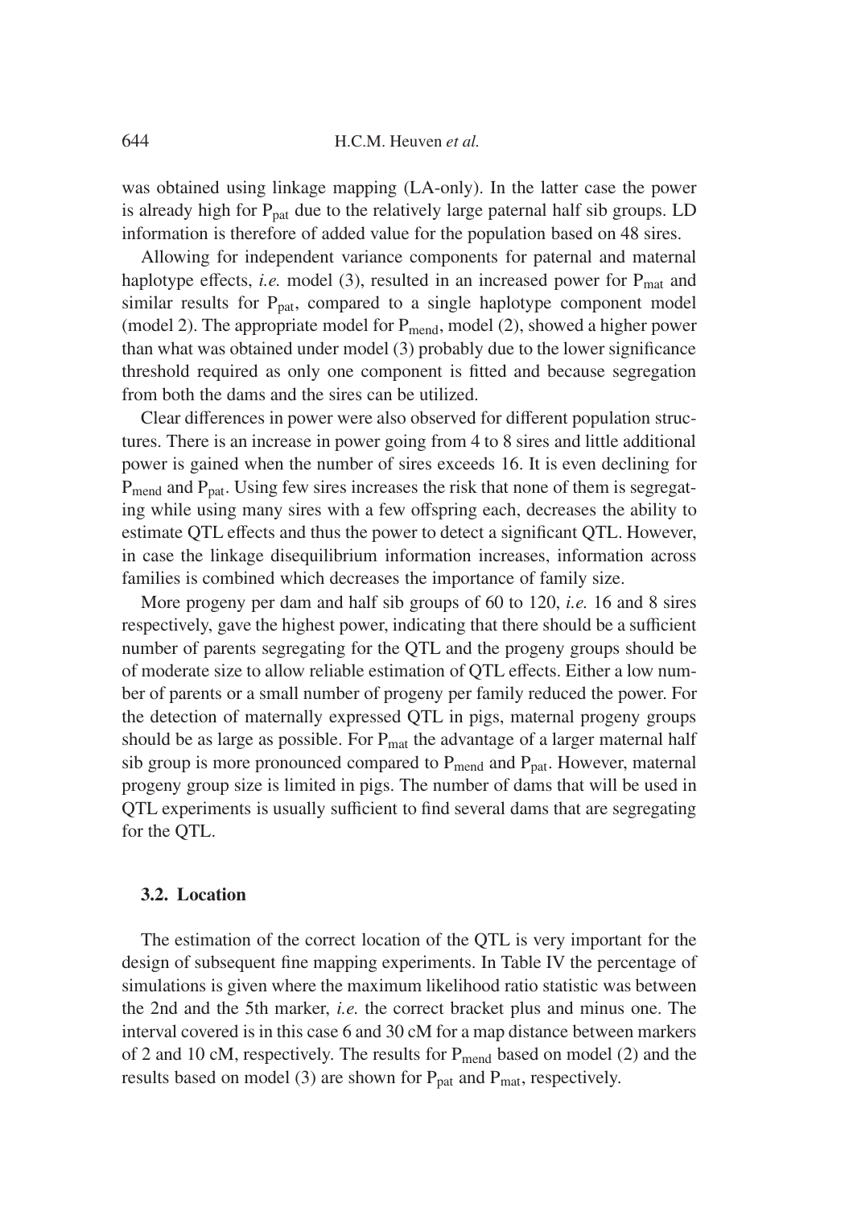was obtained using linkage mapping (LA-only). In the latter case the power is already high for $P_{pat}$ due to the relatively large paternal half sib groups. LD information is therefore of added value for the population based on 48 sires.

Allowing for independent variance components for paternal and maternal haplotype effects, *i.e.* model (3), resulted in an increased power for $P_{mat}$ and similar results for $P_{pat}$, compared to a single haplotype component model (model 2). The appropriate model for $P_{mend}$, model (2), showed a higher power than what was obtained under model (3) probably due to the lower significance threshold required as only one component is fitted and because segregation from both the dams and the sires can be utilized.

Clear differences in power were also observed for different population structures. There is an increase in power going from 4 to 8 sires and little additional power is gained when the number of sires exceeds 16. It is even declining for $P_{mend}$ and $P_{pat}$. Using few sires increases the risk that none of them is segregating while using many sires with a few offspring each, decreases the ability to estimate QTL effects and thus the power to detect a significant QTL. However, in case the linkage disequilibrium information increases, information across families is combined which decreases the importance of family size.

More progeny per dam and half sib groups of 60 to 120, *i.e.* 16 and 8 sires respectively, gave the highest power, indicating that there should be a sufficient number of parents segregating for the QTL and the progeny groups should be of moderate size to allow reliable estimation of QTL effects. Either a low number of parents or a small number of progeny per family reduced the power. For the detection of maternally expressed QTL in pigs, maternal progeny groups should be as large as possible. For $P_{mat}$ the advantage of a larger maternal half sib group is more pronounced compared to $P_{mend}$ and $P_{pat}$. However, maternal progeny group size is limited in pigs. The number of dams that will be used in QTL experiments is usually sufficient to find several dams that are segregating for the QTL.

### 3.2. Location

The estimation of the correct location of the QTL is very important for the design of subsequent fine mapping experiments. In Table IV the percentage of simulations is given where the maximum likelihood ratio statistic was between the 2nd and the 5th marker, *i.e.* the correct bracket plus and minus one. The interval covered is in this case 6 and 30 cM for a map distance between markers of 2 and 10 cM, respectively. The results for $P_{mend}$ based on model (2) and the results based on model (3) are shown for $P_{pat}$ and $P_{mat}$, respectively.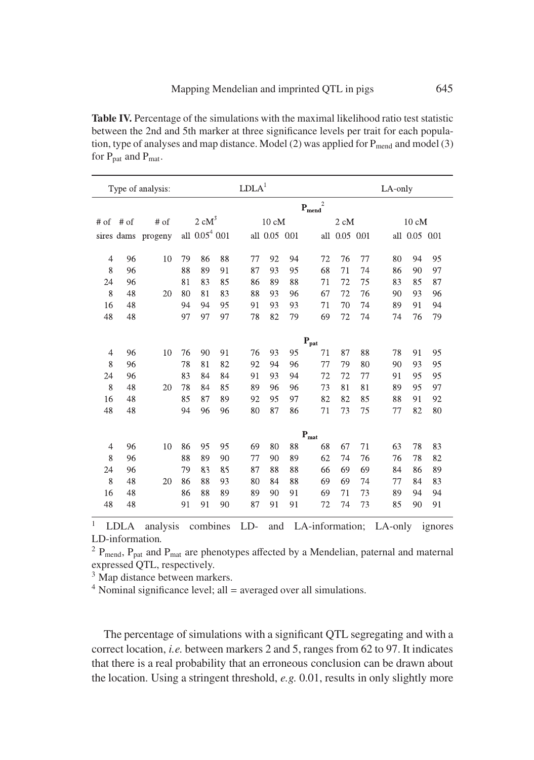**Table IV.** Percentage of the simulations with the maximal likelihood ratio test statistic between the 2nd and 5th marker at three significance levels per trait for each population, type of analyses and map distance. Model (2) was applied for $P_{mend}$ and model (3) for $P_{pat}$ and $P_{mat}$.

| Type of analysis: | | | LDLA[1] | | | | | | LA-only | | | | | |
|---|---|---|---|---|---|---|---|---|---|---|---|---|---|---|
| | | | $P_{mend}$[2] | | | | | | | | | | | |
| # of sires | # of dams | # of progeny | 2 cM[3] all | 2 cM 0.05[4] | 2 cM 0.01 | 10 cM all | 10 cM 0.05 | 10 cM 0.01 | 2 cM all | 2 cM 0.05 | 2 cM 0.01 | 10 cM all | 10 cM 0.05 | 10 cM 0.01 |
| 4 | 96 | 10 | 79 | 86 | 88 | 77 | 92 | 94 | 72 | 76 | 77 | 80 | 94 | 95 |
| 8 | 96 | | 88 | 89 | 91 | 87 | 93 | 95 | 68 | 71 | 74 | 86 | 90 | 97 |
| 24 | 96 | | 81 | 83 | 85 | 86 | 89 | 88 | 71 | 72 | 75 | 83 | 85 | 87 |
| 8 | 48 | 20 | 80 | 81 | 83 | 88 | 93 | 96 | 67 | 72 | 76 | 90 | 93 | 96 |
| 16 | 48 | | 94 | 94 | 95 | 91 | 93 | 93 | 71 | 70 | 74 | 89 | 91 | 94 |
| 48 | 48 | | 97 | 97 | 97 | 78 | 82 | 79 | 69 | 72 | 74 | 74 | 76 | 79 |
| | | | $P_{pat}$ | | | | | | | | | | | |
| 4 | 96 | 10 | 76 | 90 | 91 | 76 | 93 | 95 | 71 | 87 | 88 | 78 | 91 | 95 |
| 8 | 96 | | 78 | 81 | 82 | 92 | 94 | 96 | 77 | 79 | 80 | 90 | 93 | 95 |
| 24 | 96 | | 83 | 84 | 84 | 91 | 93 | 94 | 72 | 72 | 77 | 91 | 95 | 95 |
| 8 | 48 | 20 | 78 | 84 | 85 | 89 | 96 | 96 | 73 | 81 | 81 | 89 | 95 | 97 |
| 16 | 48 | | 85 | 87 | 89 | 92 | 95 | 97 | 82 | 82 | 85 | 88 | 91 | 92 |
| 48 | 48 | | 94 | 96 | 96 | 80 | 87 | 86 | 71 | 73 | 75 | 77 | 82 | 80 |
| | | | $P_{mat}$ | | | | | | | | | | | |
| 4 | 96 | 10 | 86 | 95 | 95 | 69 | 80 | 88 | 68 | 67 | 71 | 63 | 78 | 83 |
| 8 | 96 | | 88 | 89 | 90 | 77 | 90 | 89 | 62 | 74 | 76 | 76 | 78 | 82 |
| 24 | 96 | | 79 | 83 | 85 | 87 | 88 | 88 | 66 | 69 | 69 | 84 | 86 | 89 |
| 8 | 48 | 20 | 86 | 88 | 93 | 80 | 84 | 88 | 69 | 69 | 74 | 77 | 84 | 83 |
| 16 | 48 | | 86 | 88 | 89 | 89 | 90 | 91 | 69 | 71 | 73 | 89 | 94 | 94 |
| 48 | 48 | | 91 | 91 | 90 | 87 | 91 | 91 | 72 | 74 | 73 | 85 | 90 | 91 |

[1] LDLA analysis combines LD- and LA-information; LA-only ignores LD-information.
[2] $P_{mend}$, $P_{pat}$ and $P_{mat}$ are phenotypes affected by a Mendelian, paternal and maternal expressed QTL, respectively.
[3] Map distance between markers.
[4] Nominal significance level; all = averaged over all simulations.

The percentage of simulations with a significant QTL segregating and with a correct location, *i.e.* between markers 2 and 5, ranges from 62 to 97. It indicates that there is a real probability that an erroneous conclusion can be drawn about the location. Using a stringent threshold, *e.g.* 0.01, results in only slightly more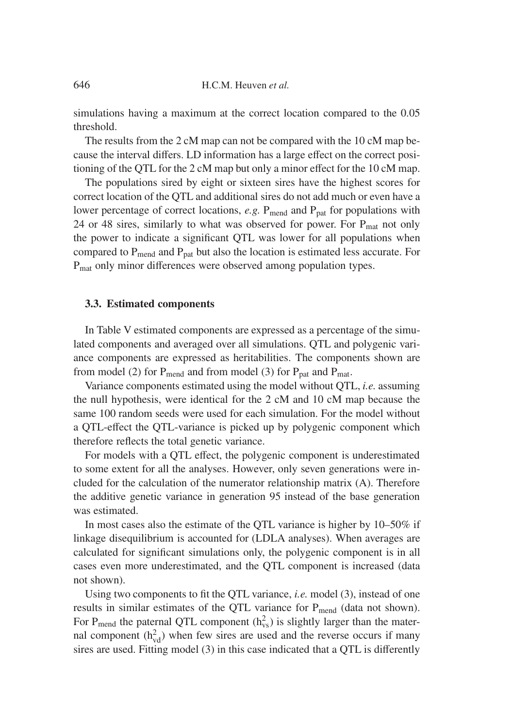simulations having a maximum at the correct location compared to the 0.05 threshold.

The results from the 2 cM map can not be compared with the 10 cM map because the interval differs. LD information has a large effect on the correct positioning of the QTL for the 2 cM map but only a minor effect for the 10 cM map.

The populations sired by eight or sixteen sires have the highest scores for correct location of the QTL and additional sires do not add much or even have a lower percentage of correct locations, *e.g.* $P_{mend}$ and $P_{pat}$ for populations with 24 or 48 sires, similarly to what was observed for power. For $P_{mat}$ not only the power to indicate a significant QTL was lower for all populations when compared to $P_{mend}$ and $P_{pat}$ but also the location is estimated less accurate. For $P_{mat}$ only minor differences were observed among population types.

### 3.3. Estimated components

In Table V estimated components are expressed as a percentage of the simulated components and averaged over all simulations. QTL and polygenic variance components are expressed as heritabilities. The components shown are from model (2) for $P_{mend}$ and from model (3) for $P_{pat}$ and $P_{mat}$.

Variance components estimated using the model without QTL, *i.e.* assuming the null hypothesis, were identical for the 2 cM and 10 cM map because the same 100 random seeds were used for each simulation. For the model without a QTL-effect the QTL-variance is picked up by polygenic component which therefore reflects the total genetic variance.

For models with a QTL effect, the polygenic component is underestimated to some extent for all the analyses. However, only seven generations were included for the calculation of the numerator relationship matrix (A). Therefore the additive genetic variance in generation 95 instead of the base generation was estimated.

In most cases also the estimate of the QTL variance is higher by 10–50% if linkage disequilibrium is accounted for (LDLA analyses). When averages are calculated for significant simulations only, the polygenic component is in all cases even more underestimated, and the QTL component is increased (data not shown).

Using two components to fit the QTL variance, *i.e.* model (3), instead of one results in similar estimates of the QTL variance for $P_{mend}$ (data not shown). For $P_{mend}$ the paternal QTL component ($h^2_{vs}$) is slightly larger than the maternal component ($h^2_{vd}$) when few sires are used and the reverse occurs if many sires are used. Fitting model (3) in this case indicated that a QTL is differently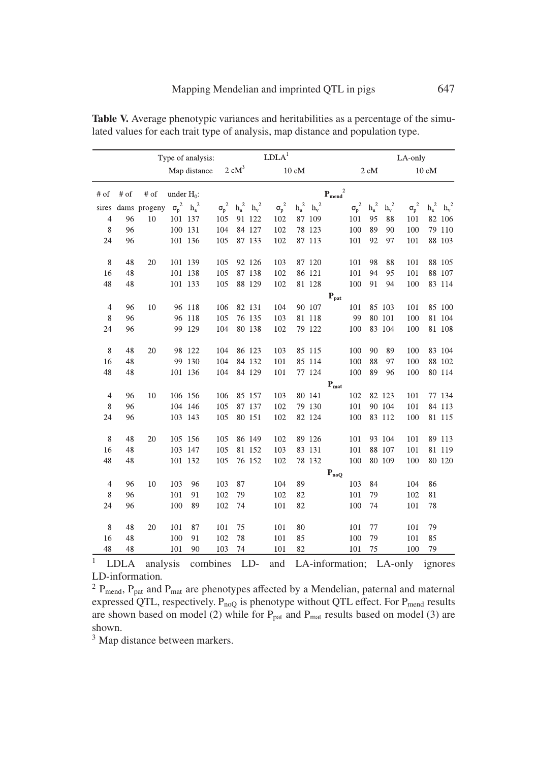**Table V.** Average phenotypic variances and heritabilities as a percentage of the simulated values for each trait type of analysis, map distance and population type.

| | | Type of analysis: | | | LDLA[1] | | | | | | LA-only | | | | | |
|---|---|---|---|---|---|---|---|---|---|---|---|---|---|---|---|---|
| | | Map distance | | | 2 cM[3] | | | 10 cM | | | 2 cM | | | 10 cM | | |
| # of sires | # of dams | # of progeny | under $H_0$: $\sigma_p^2$ | $h_a^2$ | $\sigma_p^2$ | $h_a^2$ | $h_v^2$ | $\sigma_p^2$ | $h_a^2$ | $h_v^2$ | $\sigma_p^2$ | $h_a^2$ | $h_v^2$ | $\sigma_p^2$ | $h_a^2$ | $h_v^2$ |
| | | | | | | | | $P_{mend}$[2] | | | | | | | | |
| 4 | 96 | 10 | 101 | 137 | 105 | 91 | 122 | 102 | 87 | 109 | 101 | 95 | 88 | 101 | 82 | 106 |
| 8 | 96 | | 100 | 131 | 104 | 84 | 127 | 102 | 78 | 123 | 100 | 89 | 90 | 100 | 79 | 110 |
| 24 | 96 | | 101 | 136 | 105 | 87 | 133 | 102 | 87 | 113 | 101 | 92 | 97 | 101 | 88 | 103 |
| 8 | 48 | 20 | 101 | 139 | 105 | 92 | 126 | 103 | 87 | 120 | 101 | 98 | 88 | 101 | 88 | 105 |
| 16 | 48 | | 101 | 138 | 105 | 87 | 138 | 102 | 86 | 121 | 101 | 94 | 95 | 101 | 88 | 107 |
| 48 | 48 | | 101 | 133 | 105 | 88 | 129 | 102 | 81 | 128 | 100 | 91 | 94 | 100 | 83 | 114 |
| | | | | | | | | $P_{pat}$ | | | | | | | | |
| 4 | 96 | 10 | 96 | 118 | 106 | 82 | 131 | 104 | 90 | 107 | 101 | 85 | 103 | 101 | 85 | 100 |
| 8 | 96 | | 96 | 118 | 105 | 76 | 135 | 103 | 81 | 118 | 99 | 80 | 101 | 100 | 81 | 104 |
| 24 | 96 | | 99 | 129 | 104 | 80 | 138 | 102 | 79 | 122 | 100 | 83 | 104 | 100 | 81 | 108 |
| 8 | 48 | 20 | 98 | 122 | 104 | 86 | 123 | 103 | 85 | 115 | 100 | 90 | 89 | 100 | 83 | 104 |
| 16 | 48 | | 99 | 130 | 104 | 84 | 132 | 101 | 85 | 114 | 100 | 88 | 97 | 100 | 88 | 102 |
| 48 | 48 | | 101 | 136 | 104 | 84 | 129 | 101 | 77 | 124 | 100 | 89 | 96 | 100 | 80 | 114 |
| | | | | | | | | $P_{mat}$ | | | | | | | | |
| 4 | 96 | 10 | 106 | 156 | 106 | 85 | 157 | 103 | 80 | 141 | 102 | 82 | 123 | 101 | 77 | 134 |
| 8 | 96 | | 104 | 146 | 105 | 87 | 137 | 102 | 79 | 130 | 101 | 90 | 104 | 101 | 84 | 113 |
| 24 | 96 | | 103 | 143 | 105 | 80 | 151 | 102 | 82 | 124 | 100 | 83 | 112 | 100 | 81 | 115 |
| 8 | 48 | 20 | 105 | 156 | 105 | 86 | 149 | 102 | 89 | 126 | 101 | 93 | 104 | 101 | 89 | 113 |
| 16 | 48 | | 103 | 147 | 105 | 81 | 152 | 103 | 83 | 131 | 101 | 88 | 107 | 101 | 81 | 119 |
| 48 | 48 | | 101 | 132 | 105 | 76 | 152 | 102 | 78 | 132 | 100 | 80 | 109 | 100 | 80 | 120 |
| | | | | | | | | $P_{noQ}$ | | | | | | | | |
| 4 | 96 | 10 | 103 | 96 | 103 | 87 | | 104 | 89 | | 103 | 84 | | 104 | 86 | |
| 8 | 96 | | 101 | 91 | 102 | 79 | | 102 | 82 | | 101 | 79 | | 102 | 81 | |
| 24 | 96 | | 100 | 89 | 102 | 74 | | 101 | 82 | | 100 | 74 | | 101 | 78 | |
| 8 | 48 | 20 | 101 | 87 | 101 | 75 | | 101 | 80 | | 101 | 77 | | 101 | 79 | |
| 16 | 48 | | 100 | 91 | 102 | 78 | | 101 | 85 | | 100 | 79 | | 101 | 85 | |
| 48 | 48 | | 101 | 90 | 103 | 74 | | 101 | 82 | | 101 | 75 | | 100 | 79 | |

[1] LDLA analysis combines LD- and LA-information; LA-only ignores LD-information.

[2] $P_{mend}$, $P_{pat}$ and $P_{mat}$ are phenotypes affected by a Mendelian, paternal and maternal expressed QTL, respectively. $P_{noQ}$ is phenotype without QTL effect. For $P_{mend}$ results are shown based on model (2) while for $P_{pat}$ and $P_{mat}$ results based on model (3) are shown.

[3] Map distance between markers.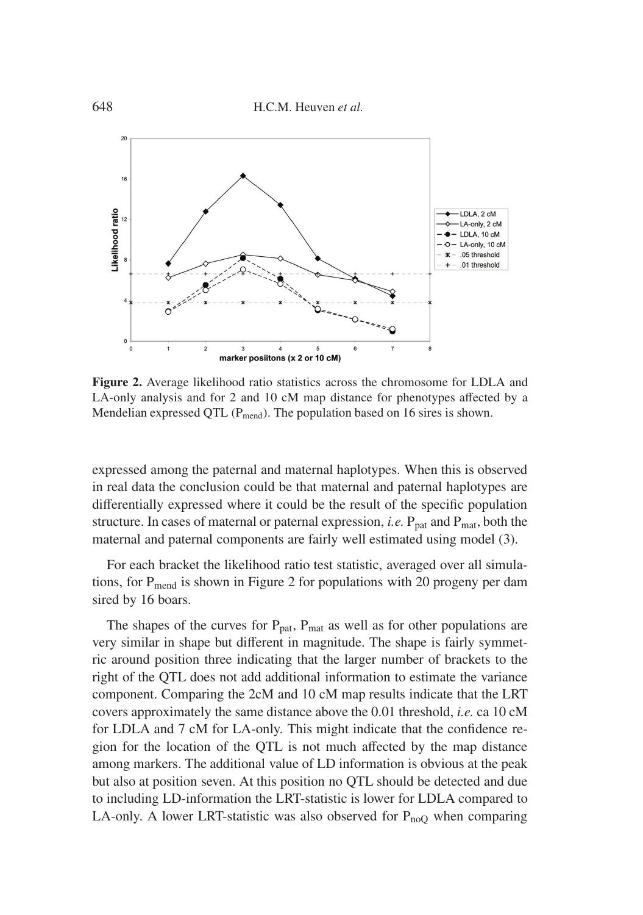**Figure 2.** Average likelihood ratio statistics across the chromosome for LDLA and LA-only analysis and for 2 and 10 cM map distance for phenotypes affected by a Mendelian expressed QTL ($P_{mend}$). The population based on 16 sires is shown.

expressed among the paternal and maternal haplotypes. When this is observed in real data the conclusion could be that maternal and paternal haplotypes are differentially expressed where it could be the result of the specific population structure. In cases of maternal or paternal expression, *i.e.* $P_{pat}$ and $P_{mat}$, both the maternal and paternal components are fairly well estimated using model (3).

For each bracket the likelihood ratio test statistic, averaged over all simulations, for $P_{mend}$ is shown in Figure 2 for populations with 20 progeny per dam sired by 16 boars.

The shapes of the curves for $P_{pat}$, $P_{mat}$ as well as for other populations are very similar in shape but different in magnitude. The shape is fairly symmetric around position three indicating that the larger number of brackets to the right of the QTL does not add additional information to estimate the variance component. Comparing the 2cM and 10 cM map results indicate that the LRT covers approximately the same distance above the 0.01 threshold, *i.e.* ca 10 cM for LDLA and 7 cM for LA-only. This might indicate that the confidence region for the location of the QTL is not much affected by the map distance among markers. The additional value of LD information is obvious at the peak but also at position seven. At this position no QTL should be detected and due to including LD-information the LRT-statistic is lower for LDLA compared to LA-only. A lower LRT-statistic was also observed for $P_{noQ}$ when comparing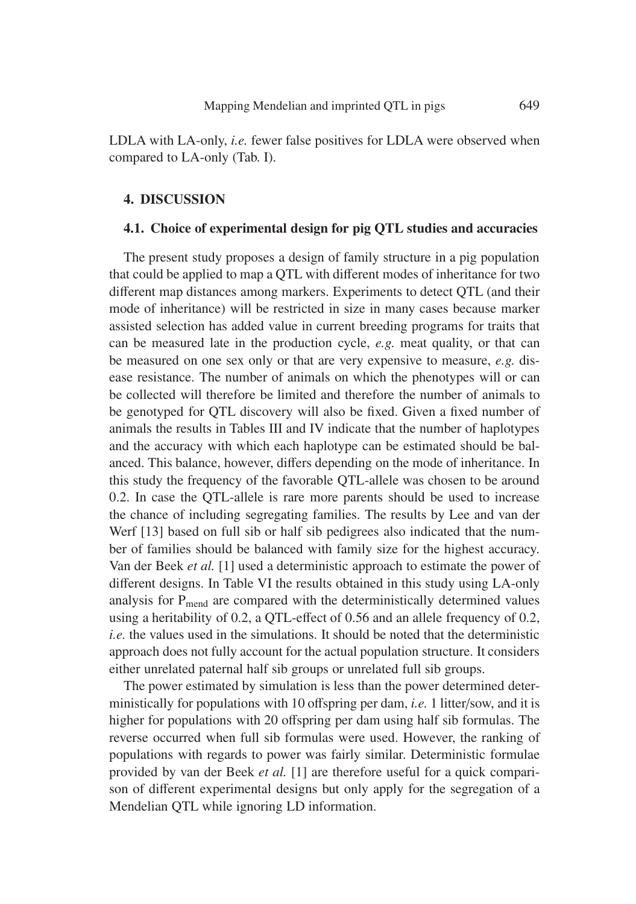LDLA with LA-only, *i.e.* fewer false positives for LDLA were observed when compared to LA-only (Tab. I).

## 4. DISCUSSION

### 4.1. Choice of experimental design for pig QTL studies and accuracies

The present study proposes a design of family structure in a pig population that could be applied to map a QTL with different modes of inheritance for two different map distances among markers. Experiments to detect QTL (and their mode of inheritance) will be restricted in size in many cases because marker assisted selection has added value in current breeding programs for traits that can be measured late in the production cycle, *e.g.* meat quality, or that can be measured on one sex only or that are very expensive to measure, *e.g.* disease resistance. The number of animals on which the phenotypes will or can be collected will therefore be limited and therefore the number of animals to be genotyped for QTL discovery will also be fixed. Given a fixed number of animals the results in Tables III and IV indicate that the number of haplotypes and the accuracy with which each haplotype can be estimated should be balanced. This balance, however, differs depending on the mode of inheritance. In this study the frequency of the favorable QTL-allele was chosen to be around 0.2. In case the QTL-allele is rare more parents should be used to increase the chance of including segregating families. The results by Lee and van der Werf [13] based on full sib or half sib pedigrees also indicated that the number of families should be balanced with family size for the highest accuracy. Van der Beek *et al.* [1] used a deterministic approach to estimate the power of different designs. In Table VI the results obtained in this study using LA-only analysis for $P_{mend}$ are compared with the deterministically determined values using a heritability of 0.2, a QTL-effect of 0.56 and an allele frequency of 0.2, *i.e.* the values used in the simulations. It should be noted that the deterministic approach does not fully account for the actual population structure. It considers either unrelated paternal half sib groups or unrelated full sib groups.

The power estimated by simulation is less than the power determined deterministically for populations with 10 offspring per dam, *i.e.* 1 litter/sow, and it is higher for populations with 20 offspring per dam using half sib formulas. The reverse occurred when full sib formulas were used. However, the ranking of populations with regards to power was fairly similar. Deterministic formulae provided by van der Beek *et al.* [1] are therefore useful for a quick comparison of different experimental designs but only apply for the segregation of a Mendelian QTL while ignoring LD information.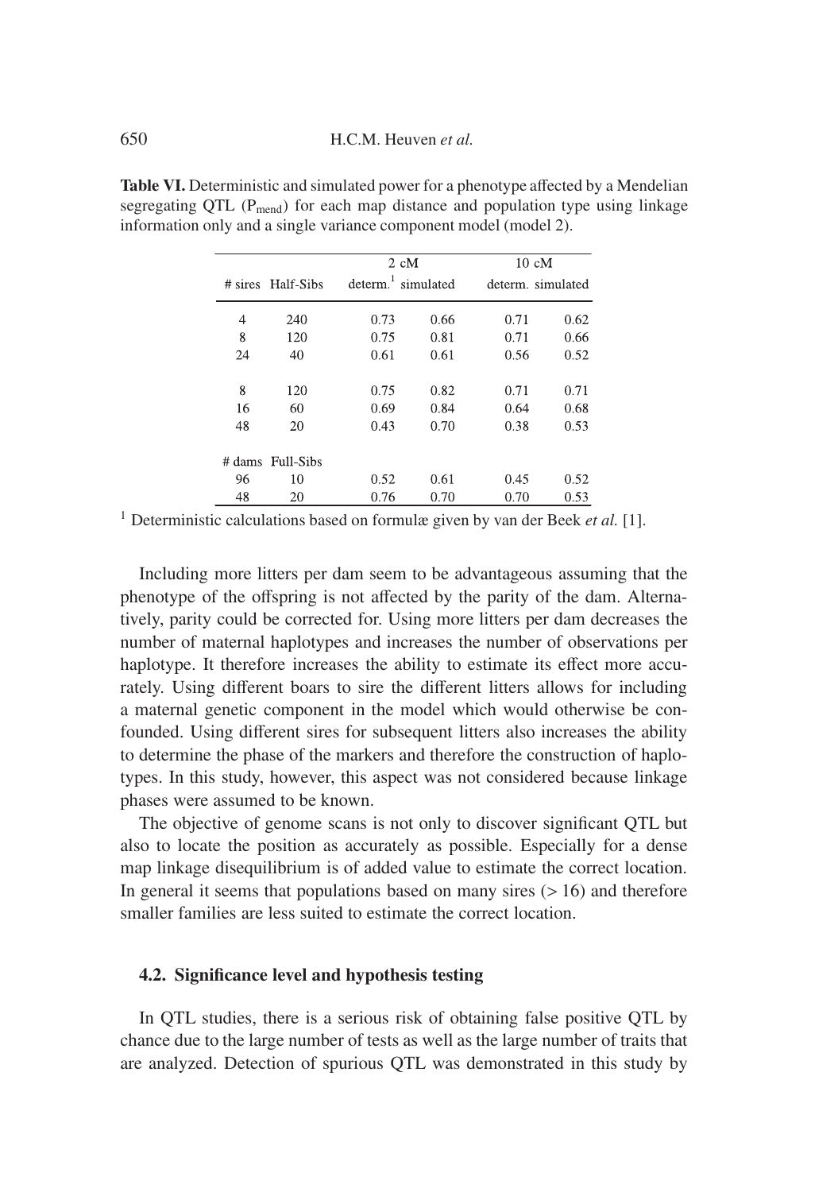**Table VI.** Deterministic and simulated power for a phenotype affected by a Mendelian segregating QTL ($P_{mend}$) for each map distance and population type using linkage information only and a single variance component model (model 2).

| | | 2 cM | | 10 cM | |
|---|---|---|---|---|---|
| # sires | Half-Sibs | determ.[1] | simulated | determ. | simulated |
| 4 | 240 | 0.73 | 0.66 | 0.71 | 0.62 |
| 8 | 120 | 0.75 | 0.81 | 0.71 | 0.66 |
| 24 | 40 | 0.61 | 0.61 | 0.56 | 0.52 |
| 8 | 120 | 0.75 | 0.82 | 0.71 | 0.71 |
| 16 | 60 | 0.69 | 0.84 | 0.64 | 0.68 |
| 48 | 20 | 0.43 | 0.70 | 0.38 | 0.53 |
| # dams | Full-Sibs | | | | |
| 96 | 10 | 0.52 | 0.61 | 0.45 | 0.52 |
| 48 | 20 | 0.76 | 0.70 | 0.70 | 0.53 |

[1] Deterministic calculations based on formulæ given by van der Beek *et al.* [1].

Including more litters per dam seem to be advantageous assuming that the phenotype of the offspring is not affected by the parity of the dam. Alternatively, parity could be corrected for. Using more litters per dam decreases the number of maternal haplotypes and increases the number of observations per haplotype. It therefore increases the ability to estimate its effect more accurately. Using different boars to sire the different litters allows for including a maternal genetic component in the model which would otherwise be confounded. Using different sires for subsequent litters also increases the ability to determine the phase of the markers and therefore the construction of haplotypes. In this study, however, this aspect was not considered because linkage phases were assumed to be known.

The objective of genome scans is not only to discover significant QTL but also to locate the position as accurately as possible. Especially for a dense map linkage disequilibrium is of added value to estimate the correct location. In general it seems that populations based on many sires ($> 16$) and therefore smaller families are less suited to estimate the correct location.

### 4.2. Significance level and hypothesis testing

In QTL studies, there is a serious risk of obtaining false positive QTL by chance due to the large number of tests as well as the large number of traits that are analyzed. Detection of spurious QTL was demonstrated in this study by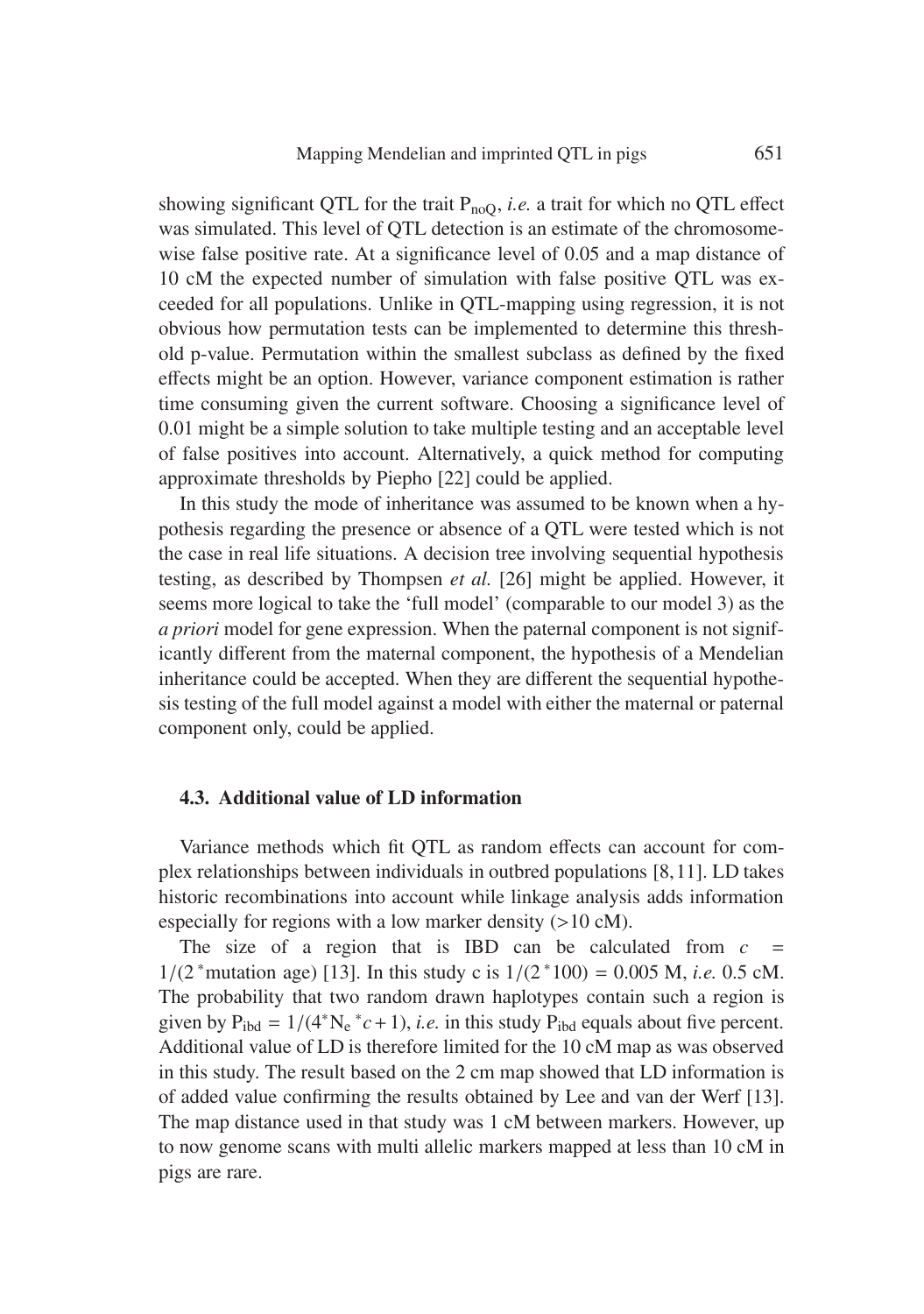showing significant QTL for the trait $P_{noQ}$, *i.e.* a trait for which no QTL effect was simulated. This level of QTL detection is an estimate of the chromosome-wise false positive rate. At a significance level of 0.05 and a map distance of 10 cM the expected number of simulation with false positive QTL was exceeded for all populations. Unlike in QTL-mapping using regression, it is not obvious how permutation tests can be implemented to determine this threshold p-value. Permutation within the smallest subclass as defined by the fixed effects might be an option. However, variance component estimation is rather time consuming given the current software. Choosing a significance level of 0.01 might be a simple solution to take multiple testing and an acceptable level of false positives into account. Alternatively, a quick method for computing approximate thresholds by Piepho [22] could be applied.

In this study the mode of inheritance was assumed to be known when a hypothesis regarding the presence or absence of a QTL were tested which is not the case in real life situations. A decision tree involving sequential hypothesis testing, as described by Thompsen *et al.* [26] might be applied. However, it seems more logical to take the 'full model' (comparable to our model 3) as the *a priori* model for gene expression. When the paternal component is not significantly different from the maternal component, the hypothesis of a Mendelian inheritance could be accepted. When they are different the sequential hypothesis testing of the full model against a model with either the maternal or paternal component only, could be applied.

### 4.3. Additional value of LD information

Variance methods which fit QTL as random effects can account for complex relationships between individuals in outbred populations [8,11]. LD takes historic recombinations into account while linkage analysis adds information especially for regions with a low marker density (>10 cM).

The size of a region that is IBD can be calculated from $c = 1/(2^*\text{mutation age})$ [13]. In this study c is $1/(2^*100) = 0.005$ M, *i.e.* 0.5 cM. The probability that two random drawn haplotypes contain such a region is given by $P_{ibd} = 1/(4^*N_e{}^*c + 1)$, *i.e.* in this study $P_{ibd}$ equals about five percent. Additional value of LD is therefore limited for the 10 cM map as was observed in this study. The result based on the 2 cm map showed that LD information is of added value confirming the results obtained by Lee and van der Werf [13]. The map distance used in that study was 1 cM between markers. However, up to now genome scans with multi allelic markers mapped at less than 10 cM in pigs are rare.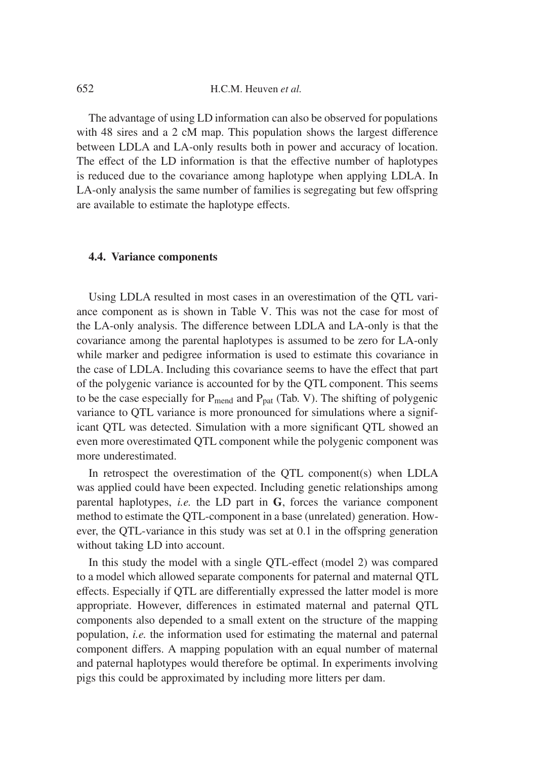The advantage of using LD information can also be observed for populations with 48 sires and a 2 cM map. This population shows the largest difference between LDLA and LA-only results both in power and accuracy of location. The effect of the LD information is that the effective number of haplotypes is reduced due to the covariance among haplotype when applying LDLA. In LA-only analysis the same number of families is segregating but few offspring are available to estimate the haplotype effects.

### 4.4. Variance components

Using LDLA resulted in most cases in an overestimation of the QTL variance component as is shown in Table V. This was not the case for most of the LA-only analysis. The difference between LDLA and LA-only is that the covariance among the parental haplotypes is assumed to be zero for LA-only while marker and pedigree information is used to estimate this covariance in the case of LDLA. Including this covariance seems to have the effect that part of the polygenic variance is accounted for by the QTL component. This seems to be the case especially for $P_{mend}$ and $P_{pat}$ (Tab. V). The shifting of polygenic variance to QTL variance is more pronounced for simulations where a significant QTL was detected. Simulation with a more significant QTL showed an even more overestimated QTL component while the polygenic component was more underestimated.

In retrospect the overestimation of the QTL component(s) when LDLA was applied could have been expected. Including genetic relationships among parental haplotypes, *i.e.* the LD part in **G**, forces the variance component method to estimate the QTL-component in a base (unrelated) generation. However, the QTL-variance in this study was set at 0.1 in the offspring generation without taking LD into account.

In this study the model with a single QTL-effect (model 2) was compared to a model which allowed separate components for paternal and maternal QTL effects. Especially if QTL are differentially expressed the latter model is more appropriate. However, differences in estimated maternal and paternal QTL components also depended to a small extent on the structure of the mapping population, *i.e.* the information used for estimating the maternal and paternal component differs. A mapping population with an equal number of maternal and paternal haplotypes would therefore be optimal. In experiments involving pigs this could be approximated by including more litters per dam.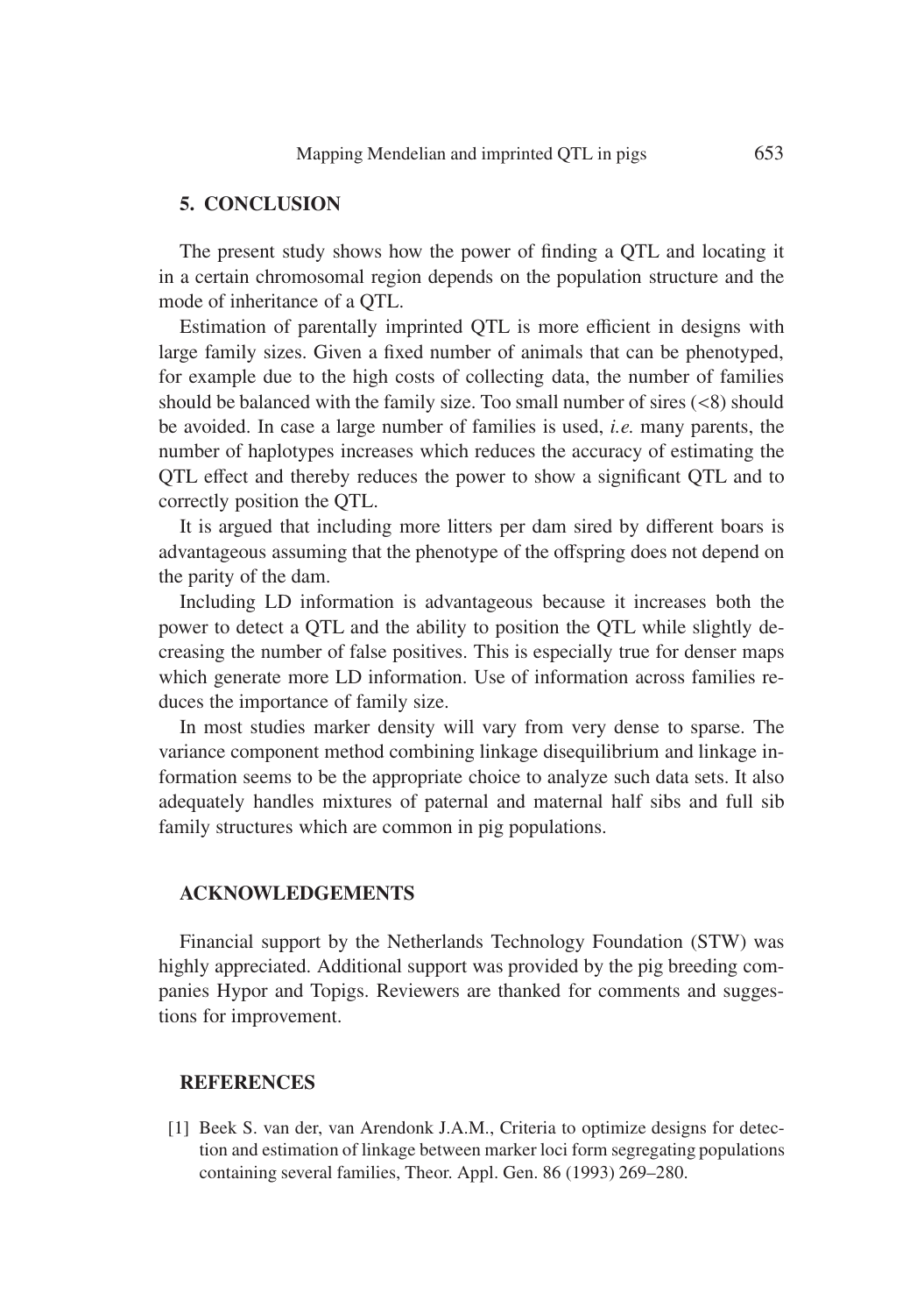## 5. CONCLUSION

The present study shows how the power of finding a QTL and locating it in a certain chromosomal region depends on the population structure and the mode of inheritance of a QTL.

Estimation of parentally imprinted QTL is more efficient in designs with large family sizes. Given a fixed number of animals that can be phenotyped, for example due to the high costs of collecting data, the number of families should be balanced with the family size. Too small number of sires ($<8$) should be avoided. In case a large number of families is used, *i.e.* many parents, the number of haplotypes increases which reduces the accuracy of estimating the QTL effect and thereby reduces the power to show a significant QTL and to correctly position the QTL.

It is argued that including more litters per dam sired by different boars is advantageous assuming that the phenotype of the offspring does not depend on the parity of the dam.

Including LD information is advantageous because it increases both the power to detect a QTL and the ability to position the QTL while slightly decreasing the number of false positives. This is especially true for denser maps which generate more LD information. Use of information across families reduces the importance of family size.

In most studies marker density will vary from very dense to sparse. The variance component method combining linkage disequilibrium and linkage information seems to be the appropriate choice to analyze such data sets. It also adequately handles mixtures of paternal and maternal half sibs and full sib family structures which are common in pig populations.

## ACKNOWLEDGEMENTS

Financial support by the Netherlands Technology Foundation (STW) was highly appreciated. Additional support was provided by the pig breeding companies Hypor and Topigs. Reviewers are thanked for comments and suggestions for improvement.

## REFERENCES

[1] Beek S. van der, van Arendonk J.A.M., Criteria to optimize designs for detection and estimation of linkage between marker loci form segregating populations containing several families, Theor. Appl. Gen. 86 (1993) 269–280.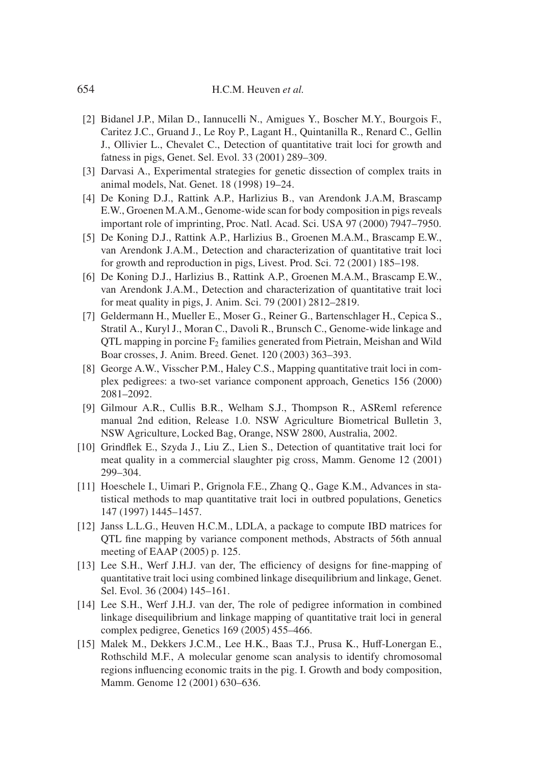[2] Bidanel J.P., Milan D., Iannucelli N., Amigues Y., Boscher M.Y., Bourgois F., Caritez J.C., Gruand J., Le Roy P., Lagant H., Quintanilla R., Renard C., Gellin J., Ollivier L., Chevalet C., Detection of quantitative trait loci for growth and fatness in pigs, Genet. Sel. Evol. 33 (2001) 289–309.

[3] Darvasi A., Experimental strategies for genetic dissection of complex traits in animal models, Nat. Genet. 18 (1998) 19–24.

[4] De Koning D.J., Rattink A.P., Harlizius B., van Arendonk J.A.M, Brascamp E.W., Groenen M.A.M., Genome-wide scan for body composition in pigs reveals important role of imprinting, Proc. Natl. Acad. Sci. USA 97 (2000) 7947–7950.

[5] De Koning D.J., Rattink A.P., Harlizius B., Groenen M.A.M., Brascamp E.W., van Arendonk J.A.M., Detection and characterization of quantitative trait loci for growth and reproduction in pigs, Livest. Prod. Sci. 72 (2001) 185–198.

[6] De Koning D.J., Harlizius B., Rattink A.P., Groenen M.A.M., Brascamp E.W., van Arendonk J.A.M., Detection and characterization of quantitative trait loci for meat quality in pigs, J. Anim. Sci. 79 (2001) 2812–2819.

[7] Geldermann H., Mueller E., Moser G., Reiner G., Bartenschlager H., Cepica S., Stratil A., Kuryl J., Moran C., Davoli R., Brunsch C., Genome-wide linkage and QTL mapping in porcine $F_2$ families generated from Pietrain, Meishan and Wild Boar crosses, J. Anim. Breed. Genet. 120 (2003) 363–393.

[8] George A.W., Visscher P.M., Haley C.S., Mapping quantitative trait loci in complex pedigrees: a two-set variance component approach, Genetics 156 (2000) 2081–2092.

[9] Gilmour A.R., Cullis B.R., Welham S.J., Thompson R., ASReml reference manual 2nd edition, Release 1.0. NSW Agriculture Biometrical Bulletin 3, NSW Agriculture, Locked Bag, Orange, NSW 2800, Australia, 2002.

[10] Grindflek E., Szyda J., Liu Z., Lien S., Detection of quantitative trait loci for meat quality in a commercial slaughter pig cross, Mamm. Genome 12 (2001) 299–304.

[11] Hoeschele I., Uimari P., Grignola F.E., Zhang Q., Gage K.M., Advances in statistical methods to map quantitative trait loci in outbred populations, Genetics 147 (1997) 1445–1457.

[12] Janss L.L.G., Heuven H.C.M., LDLA, a package to compute IBD matrices for QTL fine mapping by variance component methods, Abstracts of 56th annual meeting of EAAP (2005) p. 125.

[13] Lee S.H., Werf J.H.J. van der, The efficiency of designs for fine-mapping of quantitative trait loci using combined linkage disequilibrium and linkage, Genet. Sel. Evol. 36 (2004) 145–161.

[14] Lee S.H., Werf J.H.J. van der, The role of pedigree information in combined linkage disequilibrium and linkage mapping of quantitative trait loci in general complex pedigree, Genetics 169 (2005) 455–466.

[15] Malek M., Dekkers J.C.M., Lee H.K., Baas T.J., Prusa K., Huff-Lonergan E., Rothschild M.F., A molecular genome scan analysis to identify chromosomal regions influencing economic traits in the pig. I. Growth and body composition, Mamm. Genome 12 (2001) 630–636.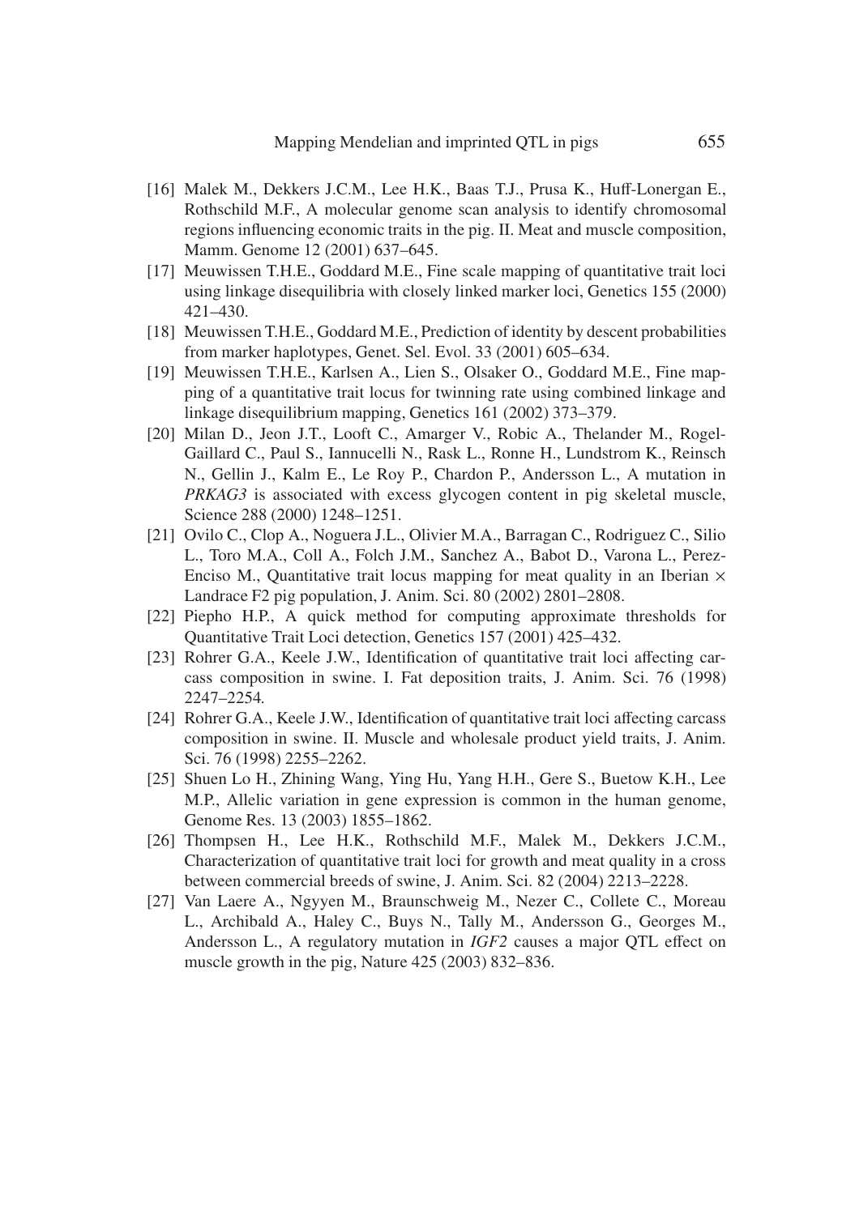[16] Malek M., Dekkers J.C.M., Lee H.K., Baas T.J., Prusa K., Huff-Lonergan E., Rothschild M.F., A molecular genome scan analysis to identify chromosomal regions influencing economic traits in the pig. II. Meat and muscle composition, Mamm. Genome 12 (2001) 637–645.

[17] Meuwissen T.H.E., Goddard M.E., Fine scale mapping of quantitative trait loci using linkage disequilibria with closely linked marker loci, Genetics 155 (2000) 421–430.

[18] Meuwissen T.H.E., Goddard M.E., Prediction of identity by descent probabilities from marker haplotypes, Genet. Sel. Evol. 33 (2001) 605–634.

[19] Meuwissen T.H.E., Karlsen A., Lien S., Olsaker O., Goddard M.E., Fine mapping of a quantitative trait locus for twinning rate using combined linkage and linkage disequilibrium mapping, Genetics 161 (2002) 373–379.

[20] Milan D., Jeon J.T., Looft C., Amarger V., Robic A., Thelander M., Rogel-Gaillard C., Paul S., Iannucelli N., Rask L., Ronne H., Lundstrom K., Reinsch N., Gellin J., Kalm E., Le Roy P., Chardon P., Andersson L., A mutation in *PRKAG3* is associated with excess glycogen content in pig skeletal muscle, Science 288 (2000) 1248–1251.

[21] Ovilo C., Clop A., Noguera J.L., Olivier M.A., Barragan C., Rodriguez C., Silio L., Toro M.A., Coll A., Folch J.M., Sanchez A., Babot D., Varona L., Perez-Enciso M., Quantitative trait locus mapping for meat quality in an Iberian × Landrace F2 pig population, J. Anim. Sci. 80 (2002) 2801–2808.

[22] Piepho H.P., A quick method for computing approximate thresholds for Quantitative Trait Loci detection, Genetics 157 (2001) 425–432.

[23] Rohrer G.A., Keele J.W., Identification of quantitative trait loci affecting carcass composition in swine. I. Fat deposition traits, J. Anim. Sci. 76 (1998) 2247–2254.

[24] Rohrer G.A., Keele J.W., Identification of quantitative trait loci affecting carcass composition in swine. II. Muscle and wholesale product yield traits, J. Anim. Sci. 76 (1998) 2255–2262.

[25] Shuen Lo H., Zhining Wang, Ying Hu, Yang H.H., Gere S., Buetow K.H., Lee M.P., Allelic variation in gene expression is common in the human genome, Genome Res. 13 (2003) 1855–1862.

[26] Thompsen H., Lee H.K., Rothschild M.F., Malek M., Dekkers J.C.M., Characterization of quantitative trait loci for growth and meat quality in a cross between commercial breeds of swine, J. Anim. Sci. 82 (2004) 2213–2228.

[27] Van Laere A., Ngyyen M., Braunschweig M., Nezer C., Collete C., Moreau L., Archibald A., Haley C., Buys N., Tally M., Andersson G., Georges M., Andersson L., A regulatory mutation in *IGF2* causes a major QTL effect on muscle growth in the pig, Nature 425 (2003) 832–836.